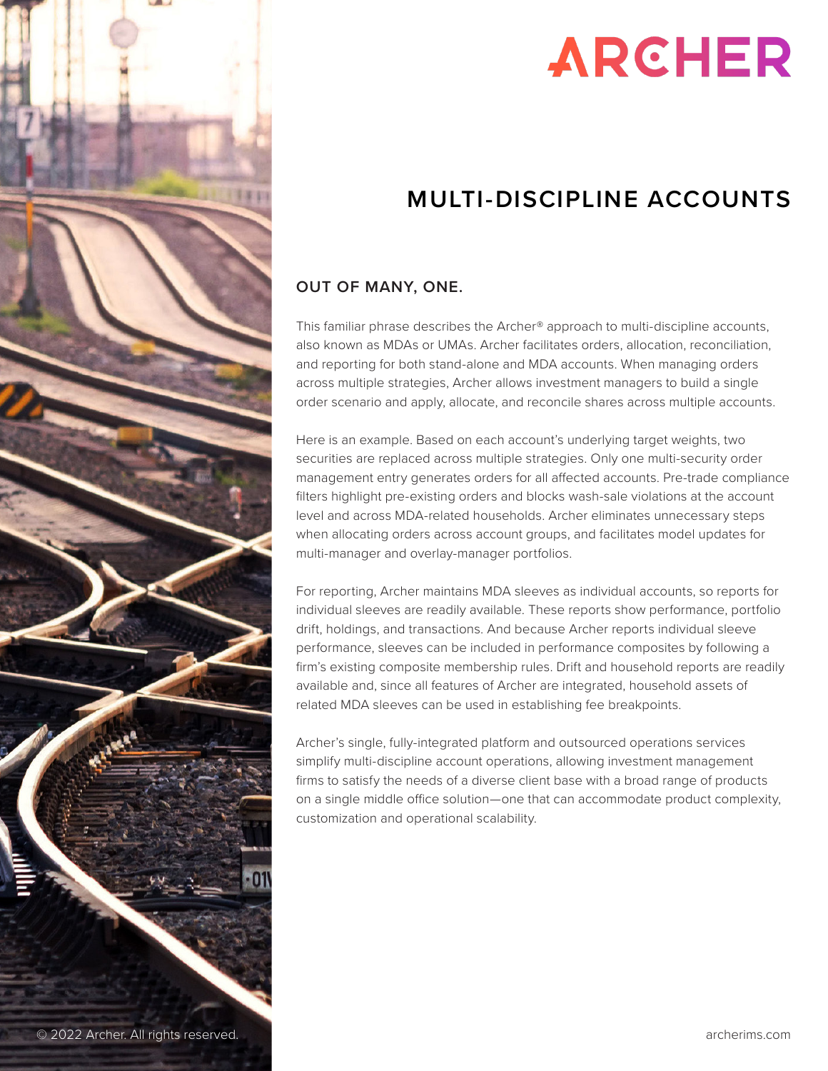ARCHER

# MULTI-DISCIPLINE ACCOUNTS

## OUT OF MANY, ONE.

This familiar phrase describes the Archer® approach to multi-discipline accounts, also known as MDAs or UMAs. Archer facilitates orders, allocation, reconciliation, and reporting for both stand-alone and MDA accounts. When managing orders across multiple strategies, Archer allows investment managers to build a single order scenario and apply, allocate, and reconcile shares across multiple accounts.

Here is an example. Based on each account's underlying target weights, two securities are replaced across multiple strategies. Only one multi-security order management entry generates orders for all affected accounts. Pre-trade compliance filters highlight pre-existing orders and blocks wash-sale violations at the account level and across MDA-related households. Archer eliminates unnecessary steps when allocating orders across account groups, and facilitates model updates for multi-manager and overlay-manager portfolios.

For reporting, Archer maintains MDA sleeves as individual accounts, so reports for individual sleeves are readily available. These reports show performance, portfolio drift, holdings, and transactions. And because Archer reports individual sleeve performance, sleeves can be included in performance composites by following a firm's existing composite membership rules. Drift and household reports are readily available and, since all features of Archer are integrated, household assets of related MDA sleeves can be used in establishing fee breakpoints.

Archer's single, fully-integrated platform and outsourced operations services simplify multi-discipline account operations, allowing investment management firms to satisfy the needs of a diverse client base with a broad range of products on a single middle office solution—one that can accommodate product complexity, customization and operational scalability.

© 2022 Archer. All rights reserved.

archerims.com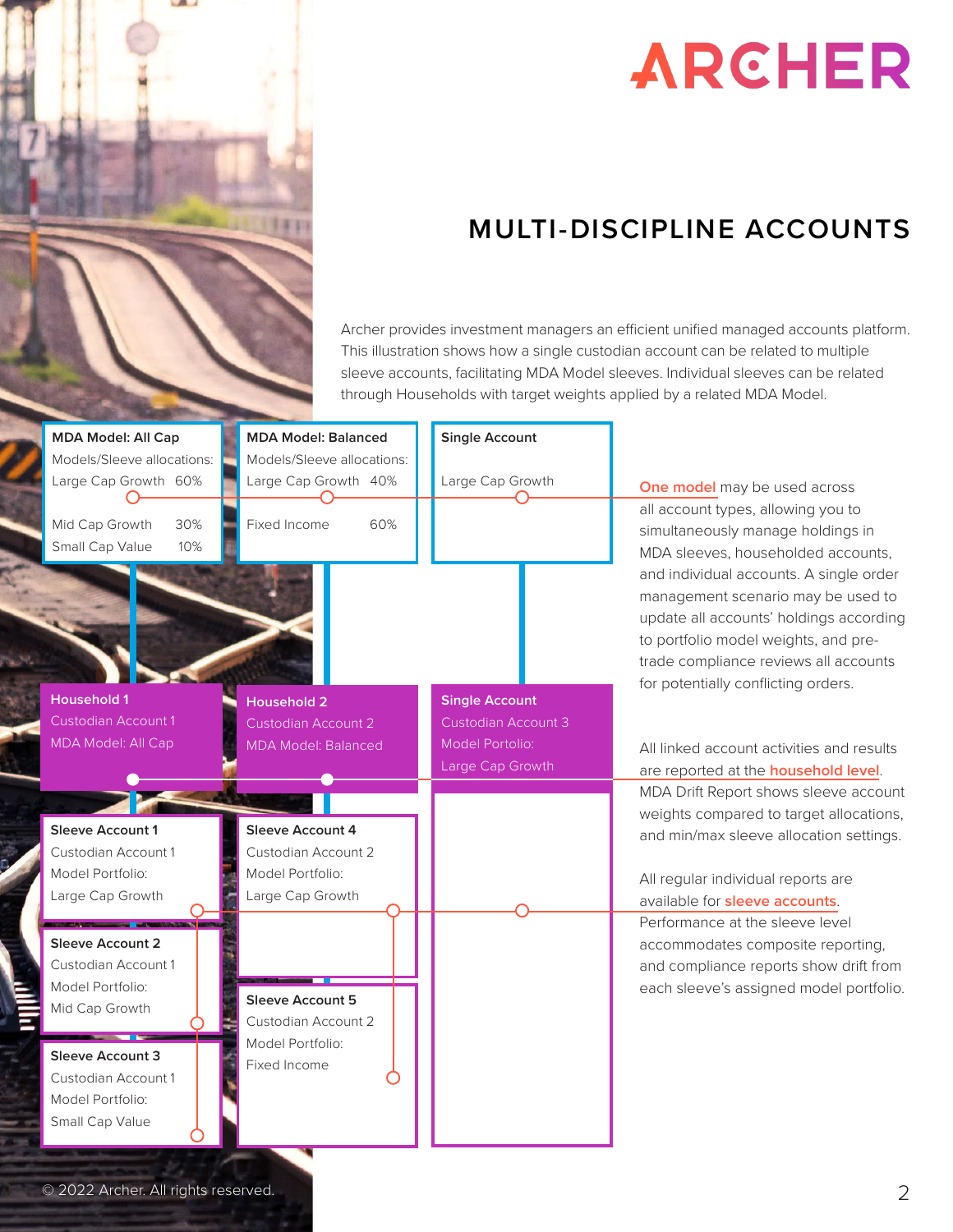# MULTI-DISCIPLINE ACCOUNTS

Archer provides investment managers an efficient unified managed accounts platform. This illustration shows how a single custodian account can be related to multiple sleeve accounts, facilitating MDA Model sleeves. Individual sleeves can be related through Households with target weights applied by a related MDA Model.

**MDA Model: All Cap**
Models/Sleeve allocations:
Large Cap Growth 60%
Mid Cap Growth 30%
Small Cap Value 10%

**MDA Model: Balanced**
Models/Sleeve allocations:
Large Cap Growth 40%
Fixed Income 60%

**Single Account**
Large Cap Growth

**Household 1**
Custodian Account 1
MDA Model: All Cap

**Household 2**
Custodian Account 2
MDA Model: Balanced

**Single Account**
Custodian Account 3
Model Portolio:
Large Cap Growth

**Sleeve Account 1**
Custodian Account 1
Model Portfolio:
Large Cap Growth

**Sleeve Account 2**
Custodian Account 1
Model Portfolio:
Mid Cap Growth

**Sleeve Account 3**
Custodian Account 1
Model Portfolio:
Small Cap Value

**Sleeve Account 4**
Custodian Account 2
Model Portfolio:
Large Cap Growth

**Sleeve Account 5**
Custodian Account 2
Model Portfolio:
Fixed Income

**One model** may be used across all account types, allowing you to simultaneously manage holdings in MDA sleeves, householded accounts, and individual accounts. A single order management scenario may be used to update all accounts' holdings according to portfolio model weights, and pre-trade compliance reviews all accounts for potentially conflicting orders.

All linked account activities and results are reported at the **household level**. MDA Drift Report shows sleeve account weights compared to target allocations, and min/max sleeve allocation settings.

All regular individual reports are available for **sleeve accounts**. Performance at the sleeve level accommodates composite reporting, and compliance reports show drift from each sleeve's assigned model portfolio.

© 2022 Archer. All rights reserved.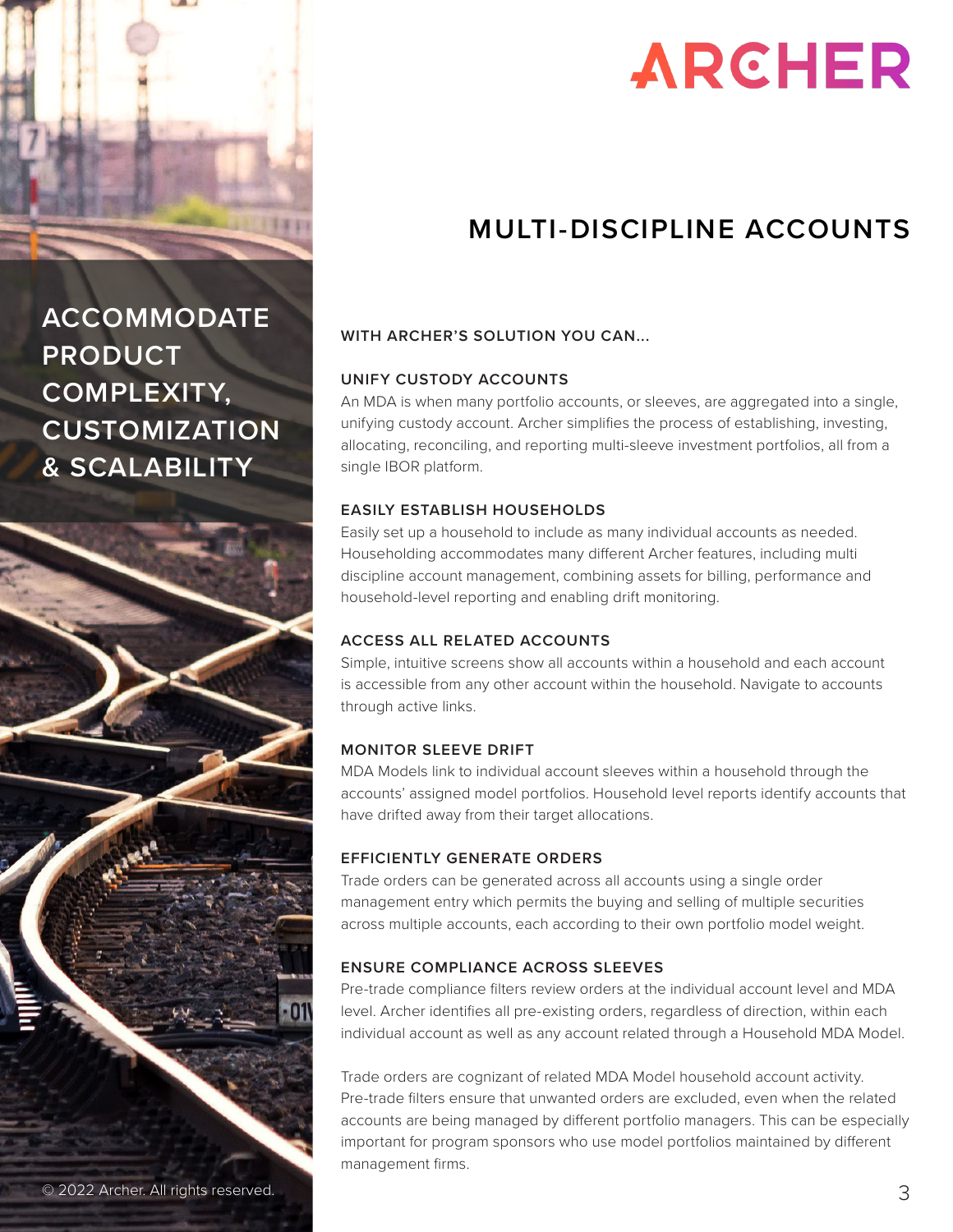# ARCHER

## MULTI-DISCIPLINE ACCOUNTS

**ACCOMMODATE PRODUCT COMPLEXITY, CUSTOMIZATION & SCALABILITY**

**WITH ARCHER'S SOLUTION YOU CAN...**

### UNIFY CUSTODY ACCOUNTS

An MDA is when many portfolio accounts, or sleeves, are aggregated into a single, unifying custody account. Archer simplifies the process of establishing, investing, allocating, reconciling, and reporting multi-sleeve investment portfolios, all from a single IBOR platform.

### EASILY ESTABLISH HOUSEHOLDS

Easily set up a household to include as many individual accounts as needed. Householding accommodates many different Archer features, including multi discipline account management, combining assets for billing, performance and household-level reporting and enabling drift monitoring.

### ACCESS ALL RELATED ACCOUNTS

Simple, intuitive screens show all accounts within a household and each account is accessible from any other account within the household. Navigate to accounts through active links.

### MONITOR SLEEVE DRIFT

MDA Models link to individual account sleeves within a household through the accounts' assigned model portfolios. Household level reports identify accounts that have drifted away from their target allocations.

### EFFICIENTLY GENERATE ORDERS

Trade orders can be generated across all accounts using a single order management entry which permits the buying and selling of multiple securities across multiple accounts, each according to their own portfolio model weight.

### ENSURE COMPLIANCE ACROSS SLEEVES

Pre-trade compliance filters review orders at the individual account level and MDA level. Archer identifies all pre-existing orders, regardless of direction, within each individual account as well as any account related through a Household MDA Model.

Trade orders are cognizant of related MDA Model household account activity. Pre-trade filters ensure that unwanted orders are excluded, even when the related accounts are being managed by different portfolio managers. This can be especially important for program sponsors who use model portfolios maintained by different management firms.

© 2022 Archer. All rights reserved.